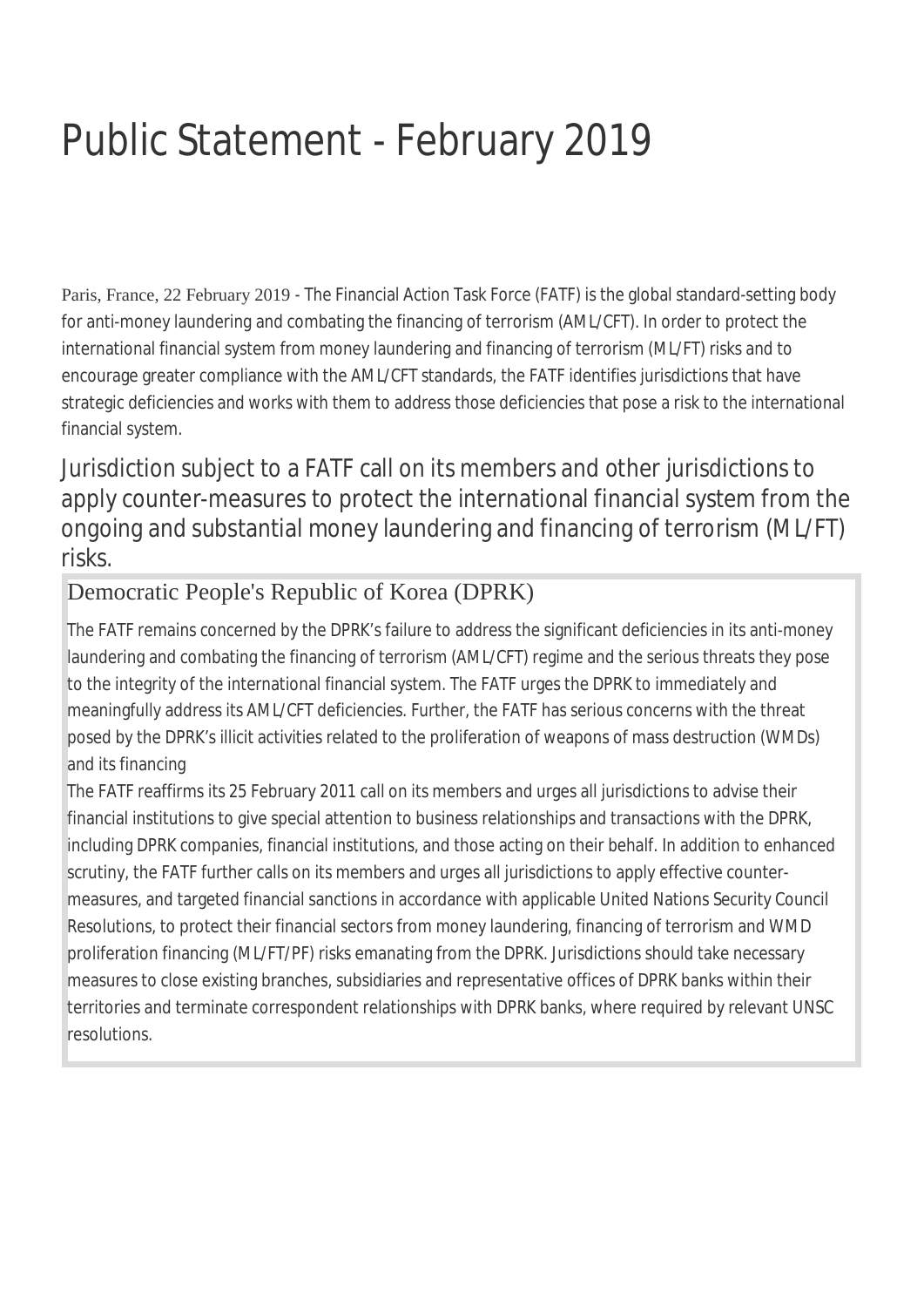# Public Statement - February 2019

Paris, France, 22 February 2019 - The Financial Action Task Force (FATF) is the global standard-setting body for anti-money laundering and combating the financing of terrorism (AML/CFT). In order to protect the international financial system from money laundering and financing of terrorism (ML/FT) risks and to encourage greater compliance with the AML/CFT standards, the FATF identifies jurisdictions that have strategic deficiencies and works with them to address those deficiencies that pose a risk to the international financial system.

## Jurisdiction subject to a FATF call on its members and other jurisdictions to apply counter-measures to protect the international financial system from the ongoing and substantial money laundering and financing of terrorism (ML/FT) risks.

### Democratic People's Republic of Korea (DPRK)

The FATF remains concerned by the DPRK's failure to address the significant deficiencies in its anti-money laundering and combating the financing of terrorism (AML/CFT) regime and the serious threats they pose to the integrity of the international financial system. The FATF urges the DPRK to immediately and meaningfully address its AML/CFT deficiencies. Further, the FATF has serious concerns with the threat posed by the DPRK's illicit activities related to the proliferation of weapons of mass destruction (WMDs) and its financing

The FATF reaffirms its 25 February 2011 call on its members and urges all jurisdictions to advise their financial institutions to give special attention to business relationships and transactions with the DPRK, including DPRK companies, financial institutions, and those acting on their behalf. In addition to enhanced scrutiny, the FATF further calls on its members and urges all jurisdictions to apply effective counter-measures, and targeted financial sanctions in accordance with applicable United Nations Security Council Resolutions, to protect their financial sectors from money laundering, financing of terrorism and WMD proliferation financing (ML/FT/PF) risks emanating from the DPRK. Jurisdictions should take necessary measures to close existing branches, subsidiaries and representative offices of DPRK banks within their territories and terminate correspondent relationships with DPRK banks, where required by relevant UNSC resolutions.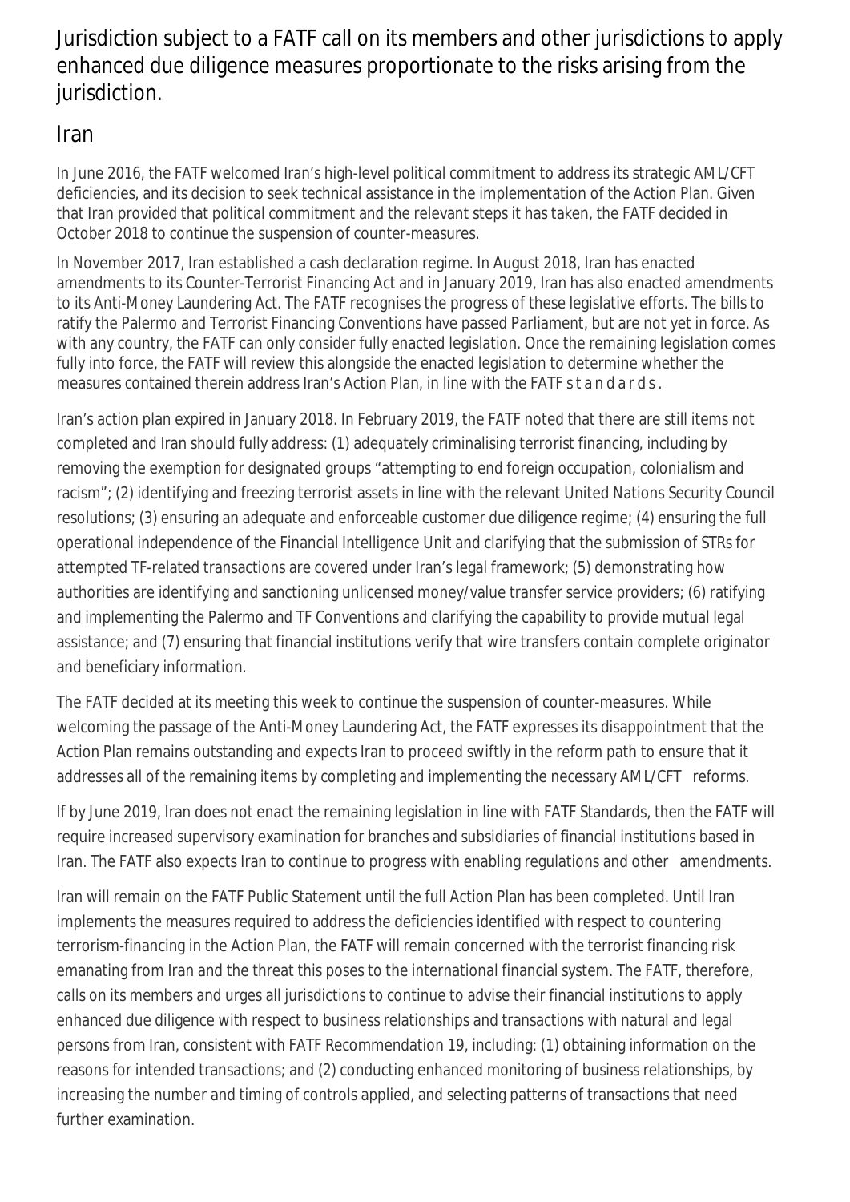# Jurisdiction subject to a FATF call on its members and other jurisdictions to apply enhanced due diligence measures proportionate to the risks arising from the jurisdiction.

## Iran

In June 2016, the FATF welcomed Iran's high-level political commitment to address its strategic AML/CFT deficiencies, and its decision to seek technical assistance in the implementation of the Action Plan. Given that Iran provided that political commitment and the relevant steps it has taken, the FATF decided in October 2018 to continue the suspension of counter-measures.

In November 2017, Iran established a cash declaration regime. In August 2018, Iran has enacted amendments to its Counter-Terrorist Financing Act and in January 2019, Iran has also enacted amendments to its Anti-Money Laundering Act. The FATF recognises the progress of these legislative efforts. The bills to ratify the Palermo and Terrorist Financing Conventions have passed Parliament, but are not yet in force. As with any country, the FATF can only consider fully enacted legislation. Once the remaining legislation comes fully into force, the FATF will review this alongside the enacted legislation to determine whether the measures contained therein address Iran's Action Plan, in line with the FATF standards.

Iran's action plan expired in January 2018. In February 2019, the FATF noted that there are still items not completed and Iran should fully address: (1) adequately criminalising terrorist financing, including by removing the exemption for designated groups "attempting to end foreign occupation, colonialism and racism"; (2) identifying and freezing terrorist assets in line with the relevant United Nations Security Council resolutions; (3) ensuring an adequate and enforceable customer due diligence regime; (4) ensuring the full operational independence of the Financial Intelligence Unit and clarifying that the submission of STRs for attempted TF-related transactions are covered under Iran's legal framework; (5) demonstrating how authorities are identifying and sanctioning unlicensed money/value transfer service providers; (6) ratifying and implementing the Palermo and TF Conventions and clarifying the capability to provide mutual legal assistance; and (7) ensuring that financial institutions verify that wire transfers contain complete originator and beneficiary information.

The FATF decided at its meeting this week to continue the suspension of counter-measures. While welcoming the passage of the Anti-Money Laundering Act, the FATF expresses its disappointment that the Action Plan remains outstanding and expects Iran to proceed swiftly in the reform path to ensure that it addresses all of the remaining items by completing and implementing the necessary AML/CFT reforms.

If by June 2019, Iran does not enact the remaining legislation in line with FATF Standards, then the FATF will require increased supervisory examination for branches and subsidiaries of financial institutions based in Iran. The FATF also expects Iran to continue to progress with enabling regulations and other amendments.

Iran will remain on the FATF Public Statement until the full Action Plan has been completed. Until Iran implements the measures required to address the deficiencies identified with respect to countering terrorism-financing in the Action Plan, the FATF will remain concerned with the terrorist financing risk emanating from Iran and the threat this poses to the international financial system. The FATF, therefore, calls on its members and urges all jurisdictions to continue to advise their financial institutions to apply enhanced due diligence with respect to business relationships and transactions with natural and legal persons from Iran, consistent with FATF Recommendation 19, including: (1) obtaining information on the reasons for intended transactions; and (2) conducting enhanced monitoring of business relationships, by increasing the number and timing of controls applied, and selecting patterns of transactions that need further examination.